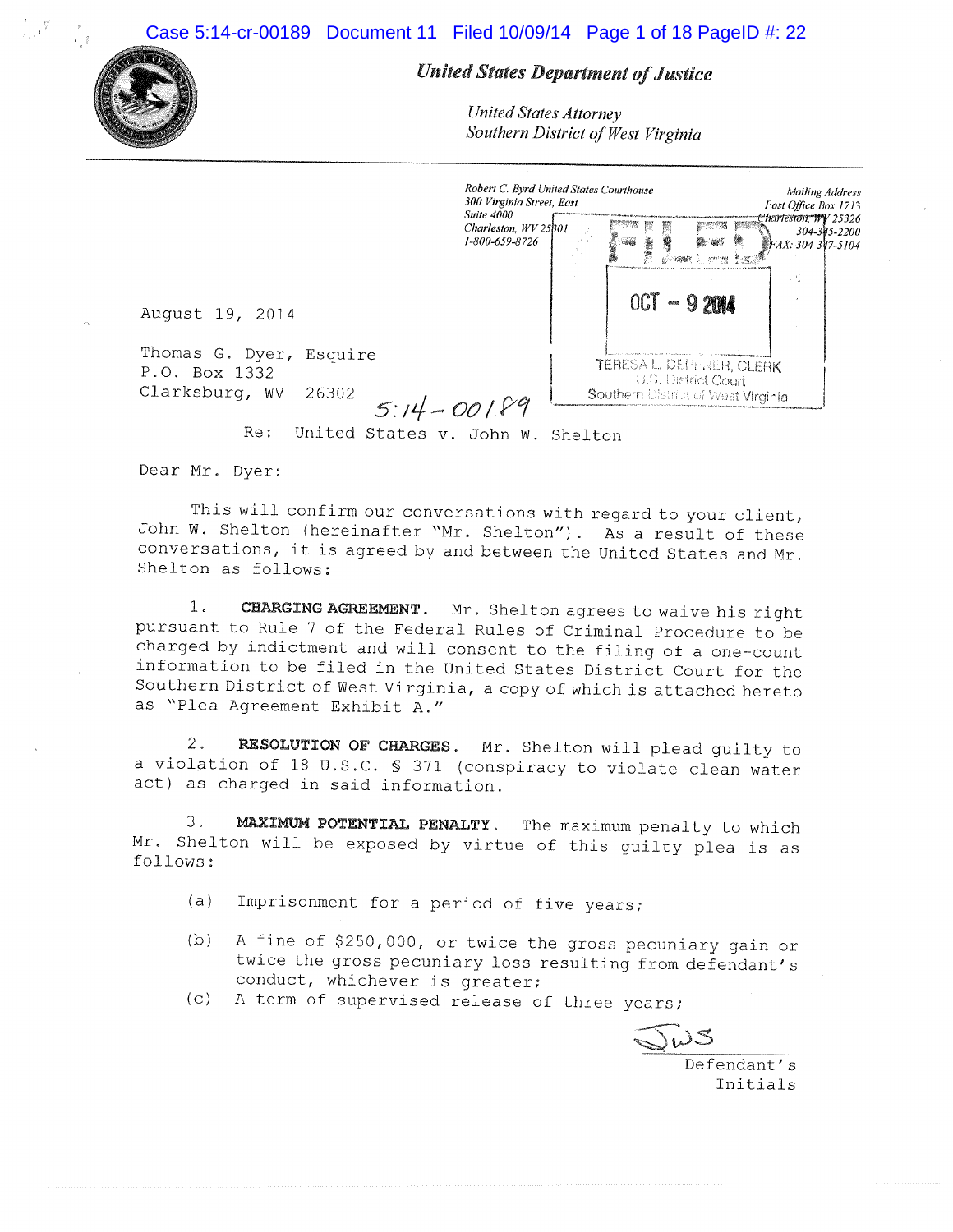**United States Department of Justice**

*United States Attorney*
*Southern District of West Virginia*

*Robert C. Byrd United States Courthouse*
*300 Virginia Street, East*
*Suite 4000*
*Charleston, WV 25301*
*1-800-659-8726*

*Mailing Address*
*Post Office Box 1713*
*Charleston, WV 25326*
*304-345-2200*
*FAX: 304-347-5104*

FILED
OCT - 9 2014
TERESA L. DEPPNER, CLERK
U.S. District Court
Southern District of West Virginia

August 19, 2014

Thomas G. Dyer, Esquire
P.O. Box 1332
Clarksburg, WV 26302

5:14-00189

Re: United States v. John W. Shelton

Dear Mr. Dyer:

This will confirm our conversations with regard to your client, John W. Shelton (hereinafter "Mr. Shelton"). As a result of these conversations, it is agreed by and between the United States and Mr. Shelton as follows:

1. **CHARGING AGREEMENT.** Mr. Shelton agrees to waive his right pursuant to Rule 7 of the Federal Rules of Criminal Procedure to be charged by indictment and will consent to the filing of a one-count information to be filed in the United States District Court for the Southern District of West Virginia, a copy of which is attached hereto as "Plea Agreement Exhibit A."

2. **RESOLUTION OF CHARGES.** Mr. Shelton will plead guilty to a violation of 18 U.S.C. § 371 (conspiracy to violate clean water act) as charged in said information.

3. **MAXIMUM POTENTIAL PENALTY.** The maximum penalty to which Mr. Shelton will be exposed by virtue of this guilty plea is as follows:

(a) Imprisonment for a period of five years;

(b) A fine of $250,000, or twice the gross pecuniary gain or twice the gross pecuniary loss resulting from defendant's conduct, whichever is greater;

(c) A term of supervised release of three years;

JWS
Defendant's Initials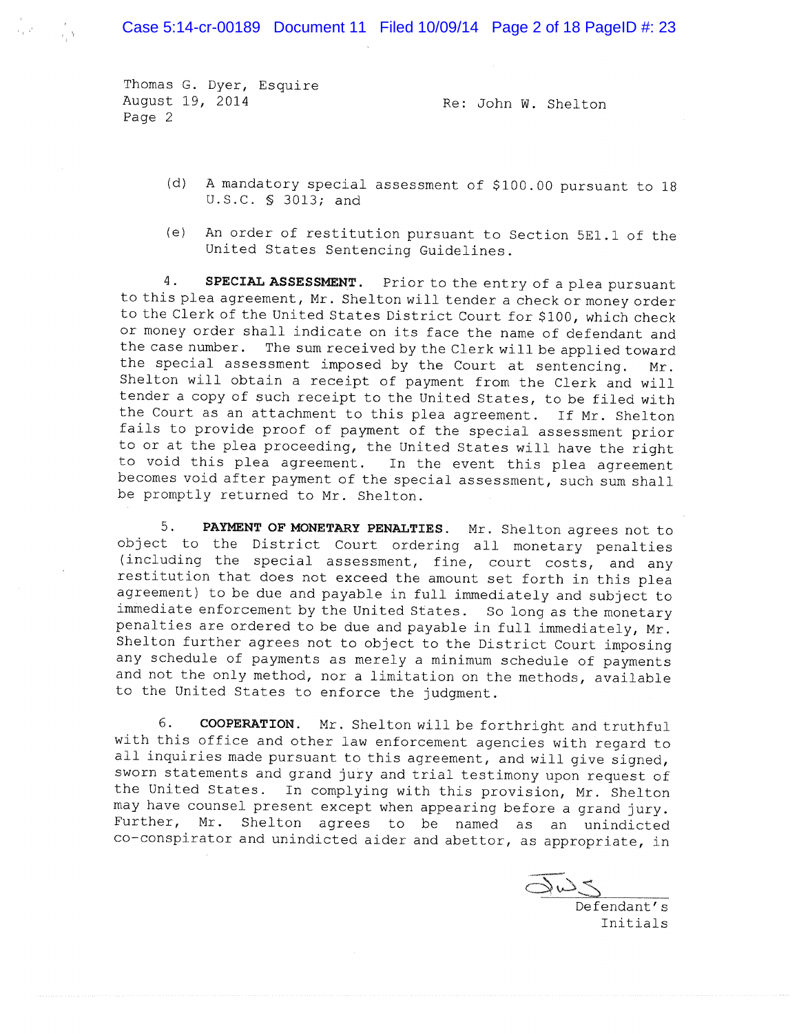Thomas G. Dyer, Esquire
August 19, 2014
Page 2

Re: John W. Shelton

(d) A mandatory special assessment of $100.00 pursuant to 18 U.S.C. § 3013; and

(e) An order of restitution pursuant to Section 5E1.1 of the United States Sentencing Guidelines.

4. **SPECIAL ASSESSMENT.** Prior to the entry of a plea pursuant to this plea agreement, Mr. Shelton will tender a check or money order to the Clerk of the United States District Court for $100, which check or money order shall indicate on its face the name of defendant and the case number. The sum received by the Clerk will be applied toward the special assessment imposed by the Court at sentencing. Mr. Shelton will obtain a receipt of payment from the Clerk and will tender a copy of such receipt to the United States, to be filed with the Court as an attachment to this plea agreement. If Mr. Shelton fails to provide proof of payment of the special assessment prior to or at the plea proceeding, the United States will have the right to void this plea agreement. In the event this plea agreement becomes void after payment of the special assessment, such sum shall be promptly returned to Mr. Shelton.

5. **PAYMENT OF MONETARY PENALTIES.** Mr. Shelton agrees not to object to the District Court ordering all monetary penalties (including the special assessment, fine, court costs, and any restitution that does not exceed the amount set forth in this plea agreement) to be due and payable in full immediately and subject to immediate enforcement by the United States. So long as the monetary penalties are ordered to be due and payable in full immediately, Mr. Shelton further agrees not to object to the District Court imposing any schedule of payments as merely a minimum schedule of payments and not the only method, nor a limitation on the methods, available to the United States to enforce the judgment.

6. **COOPERATION.** Mr. Shelton will be forthright and truthful with this office and other law enforcement agencies with regard to all inquiries made pursuant to this agreement, and will give signed, sworn statements and grand jury and trial testimony upon request of the United States. In complying with this provision, Mr. Shelton may have counsel present except when appearing before a grand jury. Further, Mr. Shelton agrees to be named as an unindicted co-conspirator and unindicted aider and abettor, as appropriate, in

JWS
Defendant's Initials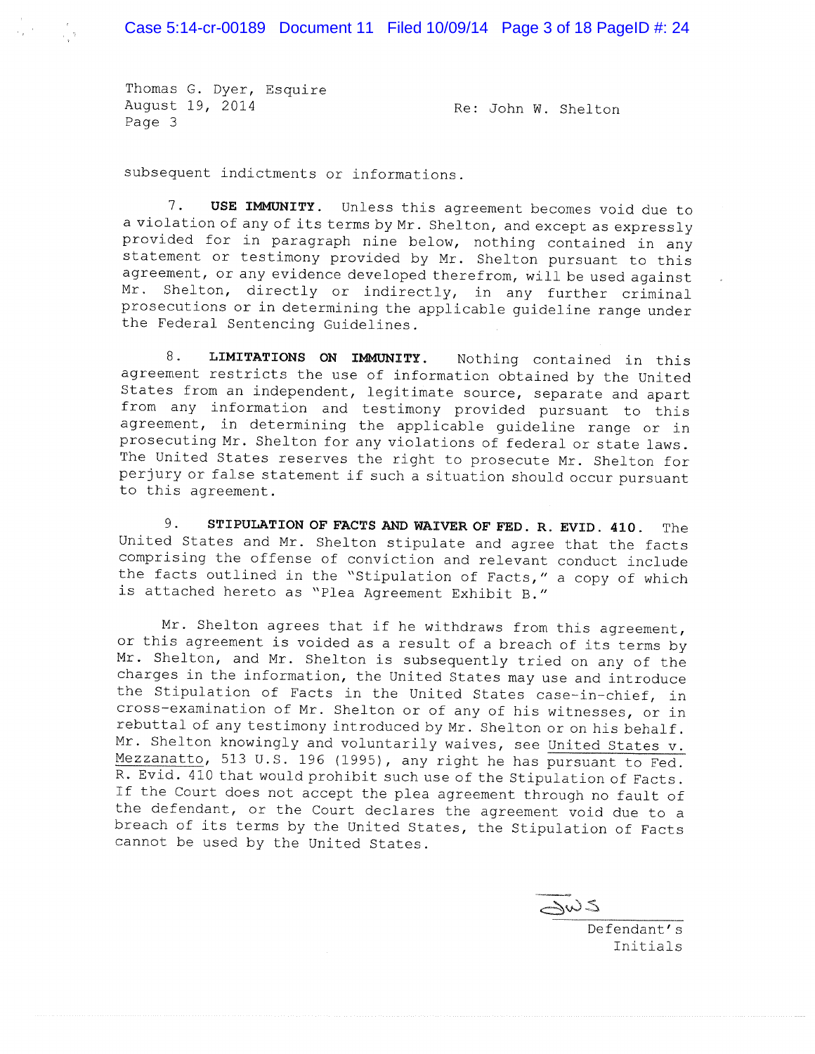Thomas G. Dyer, Esquire
August 19, 2014
Page 3

Re: John W. Shelton

subsequent indictments or informations.

7. **USE IMMUNITY.** Unless this agreement becomes void due to a violation of any of its terms by Mr. Shelton, and except as expressly provided for in paragraph nine below, nothing contained in any statement or testimony provided by Mr. Shelton pursuant to this agreement, or any evidence developed therefrom, will be used against Mr. Shelton, directly or indirectly, in any further criminal prosecutions or in determining the applicable guideline range under the Federal Sentencing Guidelines.

8. **LIMITATIONS ON IMMUNITY.** Nothing contained in this agreement restricts the use of information obtained by the United States from an independent, legitimate source, separate and apart from any information and testimony provided pursuant to this agreement, in determining the applicable guideline range or in prosecuting Mr. Shelton for any violations of federal or state laws. The United States reserves the right to prosecute Mr. Shelton for perjury or false statement if such a situation should occur pursuant to this agreement.

9. **STIPULATION OF FACTS AND WAIVER OF FED. R. EVID. 410.** The United States and Mr. Shelton stipulate and agree that the facts comprising the offense of conviction and relevant conduct include the facts outlined in the "Stipulation of Facts," a copy of which is attached hereto as "Plea Agreement Exhibit B."

Mr. Shelton agrees that if he withdraws from this agreement, or this agreement is voided as a result of a breach of its terms by Mr. Shelton, and Mr. Shelton is subsequently tried on any of the charges in the information, the United States may use and introduce the Stipulation of Facts in the United States case-in-chief, in cross-examination of Mr. Shelton or of any of his witnesses, or in rebuttal of any testimony introduced by Mr. Shelton or on his behalf. Mr. Shelton knowingly and voluntarily waives, see United States v. Mezzanatto, 513 U.S. 196 (1995), any right he has pursuant to Fed. R. Evid. 410 that would prohibit such use of the Stipulation of Facts. If the Court does not accept the plea agreement through no fault of the defendant, or the Court declares the agreement void due to a breach of its terms by the United States, the Stipulation of Facts cannot be used by the United States.

JWS
Defendant's Initials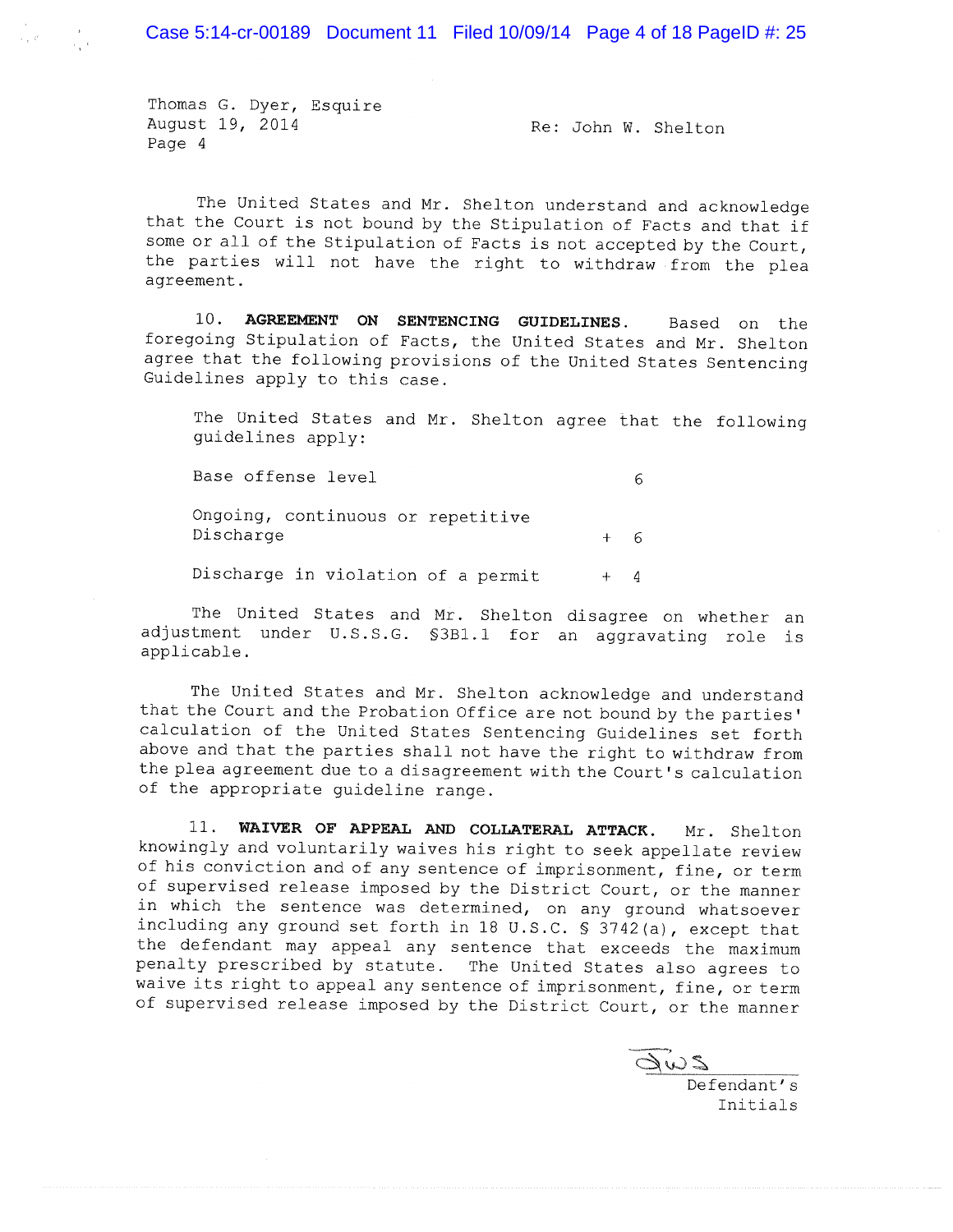Thomas G. Dyer, Esquire
August 19, 2014
Page 4

Re: John W. Shelton

The United States and Mr. Shelton understand and acknowledge that the Court is not bound by the Stipulation of Facts and that if some or all of the Stipulation of Facts is not accepted by the Court, the parties will not have the right to withdraw from the plea agreement.

10. **AGREEMENT ON SENTENCING GUIDELINES.** Based on the foregoing Stipulation of Facts, the United States and Mr. Shelton agree that the following provisions of the United States Sentencing Guidelines apply to this case.

The United States and Mr. Shelton agree that the following guidelines apply:

| | |
|---|---|
| Base offense level | 6 |
| Ongoing, continuous or repetitive Discharge | + 6 |
| Discharge in violation of a permit | + 4 |

The United States and Mr. Shelton disagree on whether an adjustment under U.S.S.G. §3B1.1 for an aggravating role is applicable.

The United States and Mr. Shelton acknowledge and understand that the Court and the Probation Office are not bound by the parties' calculation of the United States Sentencing Guidelines set forth above and that the parties shall not have the right to withdraw from the plea agreement due to a disagreement with the Court's calculation of the appropriate guideline range.

11. **WAIVER OF APPEAL AND COLLATERAL ATTACK.** Mr. Shelton knowingly and voluntarily waives his right to seek appellate review of his conviction and of any sentence of imprisonment, fine, or term of supervised release imposed by the District Court, or the manner in which the sentence was determined, on any ground whatsoever including any ground set forth in 18 U.S.C. § 3742(a), except that the defendant may appeal any sentence that exceeds the maximum penalty prescribed by statute. The United States also agrees to waive its right to appeal any sentence of imprisonment, fine, or term of supervised release imposed by the District Court, or the manner

JWS
Defendant's Initials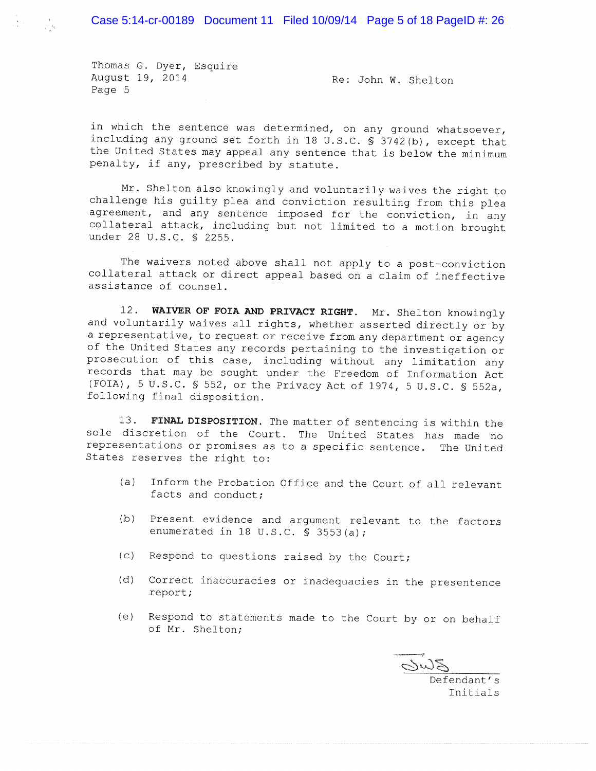Thomas G. Dyer, Esquire
August 19, 2014
Page 5

Re: John W. Shelton

in which the sentence was determined, on any ground whatsoever, including any ground set forth in 18 U.S.C. § 3742(b), except that the United States may appeal any sentence that is below the minimum penalty, if any, prescribed by statute.

Mr. Shelton also knowingly and voluntarily waives the right to challenge his guilty plea and conviction resulting from this plea agreement, and any sentence imposed for the conviction, in any collateral attack, including but not limited to a motion brought under 28 U.S.C. § 2255.

The waivers noted above shall not apply to a post-conviction collateral attack or direct appeal based on a claim of ineffective assistance of counsel.

12. **WAIVER OF FOIA AND PRIVACY RIGHT.** Mr. Shelton knowingly and voluntarily waives all rights, whether asserted directly or by a representative, to request or receive from any department or agency of the United States any records pertaining to the investigation or prosecution of this case, including without any limitation any records that may be sought under the Freedom of Information Act (FOIA), 5 U.S.C. § 552, or the Privacy Act of 1974, 5 U.S.C. § 552a, following final disposition.

13. **FINAL DISPOSITION.** The matter of sentencing is within the sole discretion of the Court. The United States has made no representations or promises as to a specific sentence. The United States reserves the right to:

(a) Inform the Probation Office and the Court of all relevant facts and conduct;

(b) Present evidence and argument relevant to the factors enumerated in 18 U.S.C. § 3553(a);

(c) Respond to questions raised by the Court;

(d) Correct inaccuracies or inadequacies in the presentence report;

(e) Respond to statements made to the Court by or on behalf of Mr. Shelton;

JWS
Defendant's Initials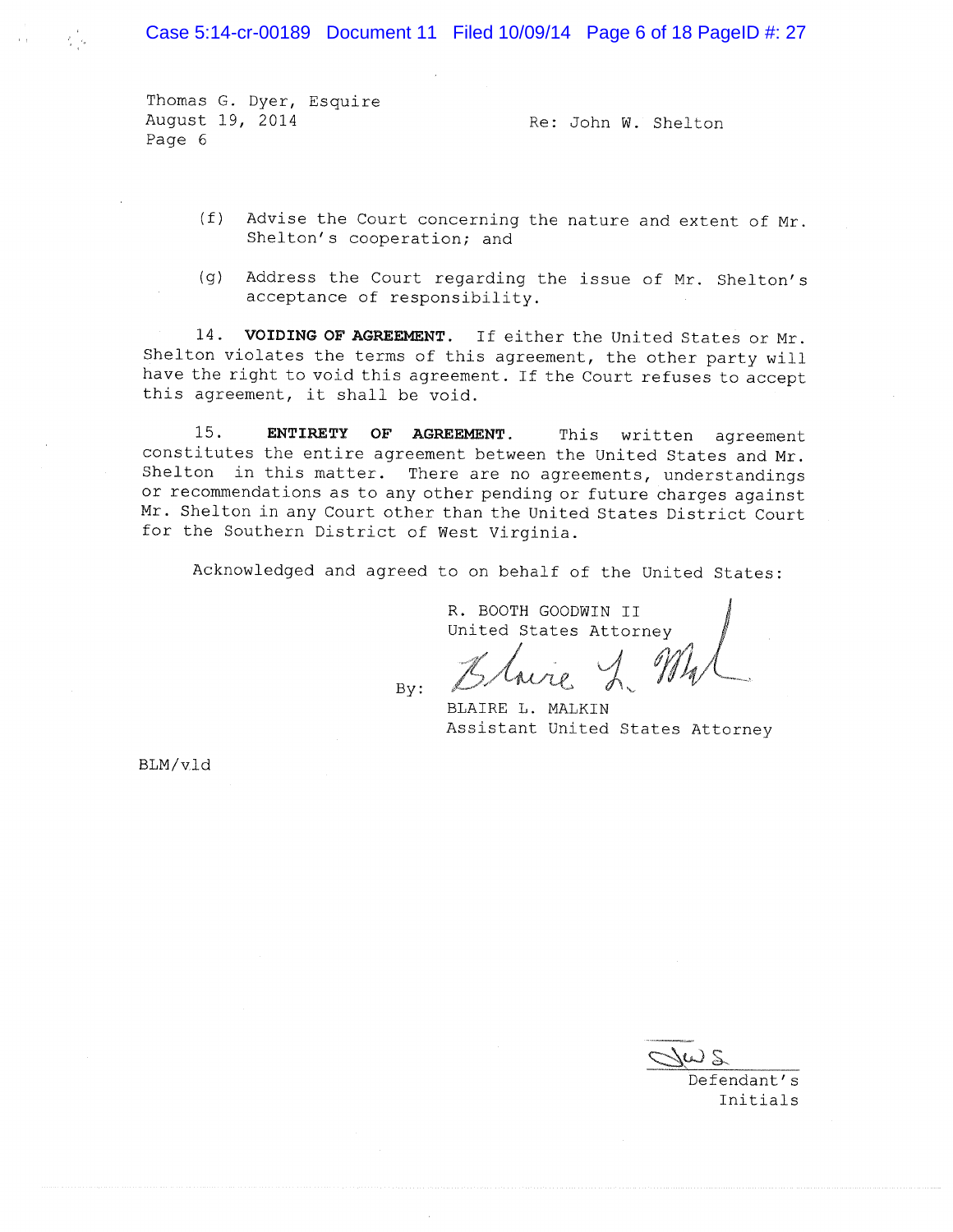Thomas G. Dyer, Esquire
August 19, 2014
Page 6

Re: John W. Shelton

(f) Advise the Court concerning the nature and extent of Mr. Shelton's cooperation; and

(g) Address the Court regarding the issue of Mr. Shelton's acceptance of responsibility.

14. **VOIDING OF AGREEMENT.** If either the United States or Mr. Shelton violates the terms of this agreement, the other party will have the right to void this agreement. If the Court refuses to accept this agreement, it shall be void.

15. **ENTIRETY OF AGREEMENT.** This written agreement constitutes the entire agreement between the United States and Mr. Shelton in this matter. There are no agreements, understandings or recommendations as to any other pending or future charges against Mr. Shelton in any Court other than the United States District Court for the Southern District of West Virginia.

Acknowledged and agreed to on behalf of the United States:

R. BOOTH GOODWIN II
United States Attorney

By: [signature]
BLAIRE L. MALKIN
Assistant United States Attorney

BLM/vld

JWS
Defendant's Initials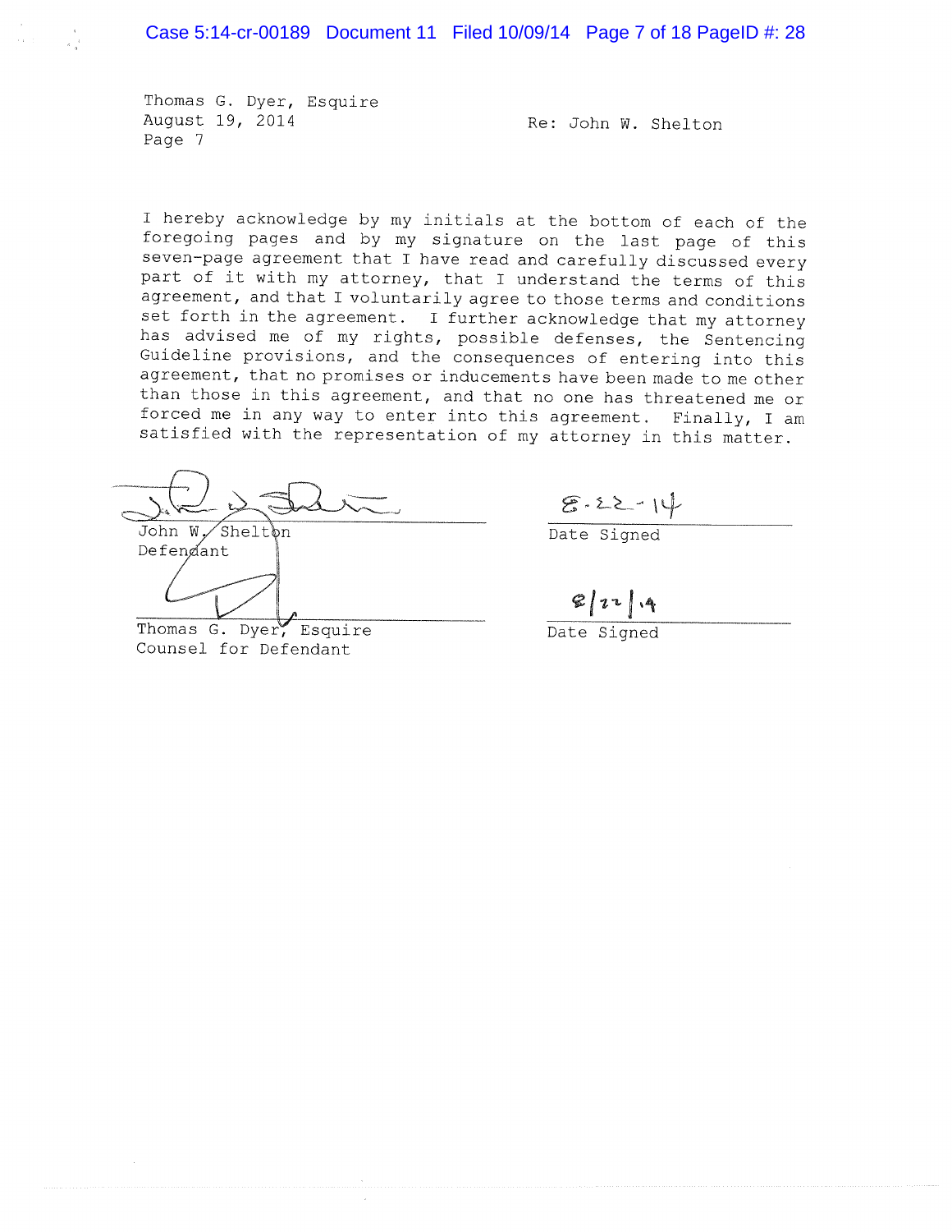Thomas G. Dyer, Esquire
August 19, 2014
Page 7

Re: John W. Shelton

I hereby acknowledge by my initials at the bottom of each of the foregoing pages and by my signature on the last page of this seven-page agreement that I have read and carefully discussed every part of it with my attorney, that I understand the terms of this agreement, and that I voluntarily agree to those terms and conditions set forth in the agreement. I further acknowledge that my attorney has advised me of my rights, possible defenses, the Sentencing Guideline provisions, and the consequences of entering into this agreement, that no promises or inducements have been made to me other than those in this agreement, and that no one has threatened me or forced me in any way to enter into this agreement. Finally, I am satisfied with the representation of my attorney in this matter.

John W. Shelton
Defendant

8-22-14
Date Signed

Thomas G. Dyer, Esquire
Counsel for Defendant

8/22/14
Date Signed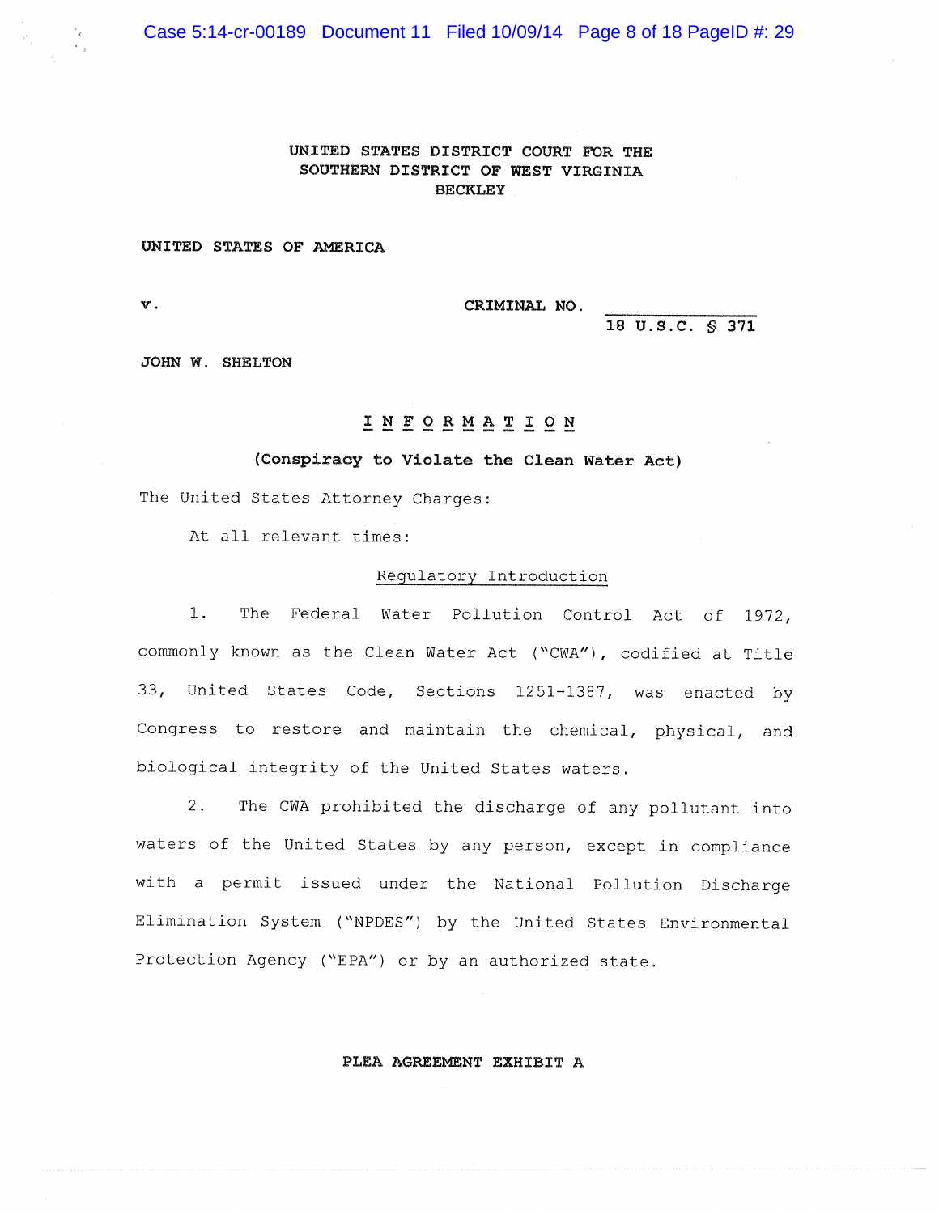UNITED STATES DISTRICT COURT FOR THE
SOUTHERN DISTRICT OF WEST VIRGINIA
BECKLEY

UNITED STATES OF AMERICA

v. CRIMINAL NO. ______
18 U.S.C. § 371

JOHN W. SHELTON

# INFORMATION

**(Conspiracy to Violate the Clean Water Act)**

The United States Attorney Charges:

At all relevant times:

## Regulatory Introduction

1. The Federal Water Pollution Control Act of 1972, commonly known as the Clean Water Act ("CWA"), codified at Title 33, United States Code, Sections 1251-1387, was enacted by Congress to restore and maintain the chemical, physical, and biological integrity of the United States waters.

2. The CWA prohibited the discharge of any pollutant into waters of the United States by any person, except in compliance with a permit issued under the National Pollution Discharge Elimination System ("NPDES") by the United States Environmental Protection Agency ("EPA") or by an authorized state.

**PLEA AGREEMENT EXHIBIT A**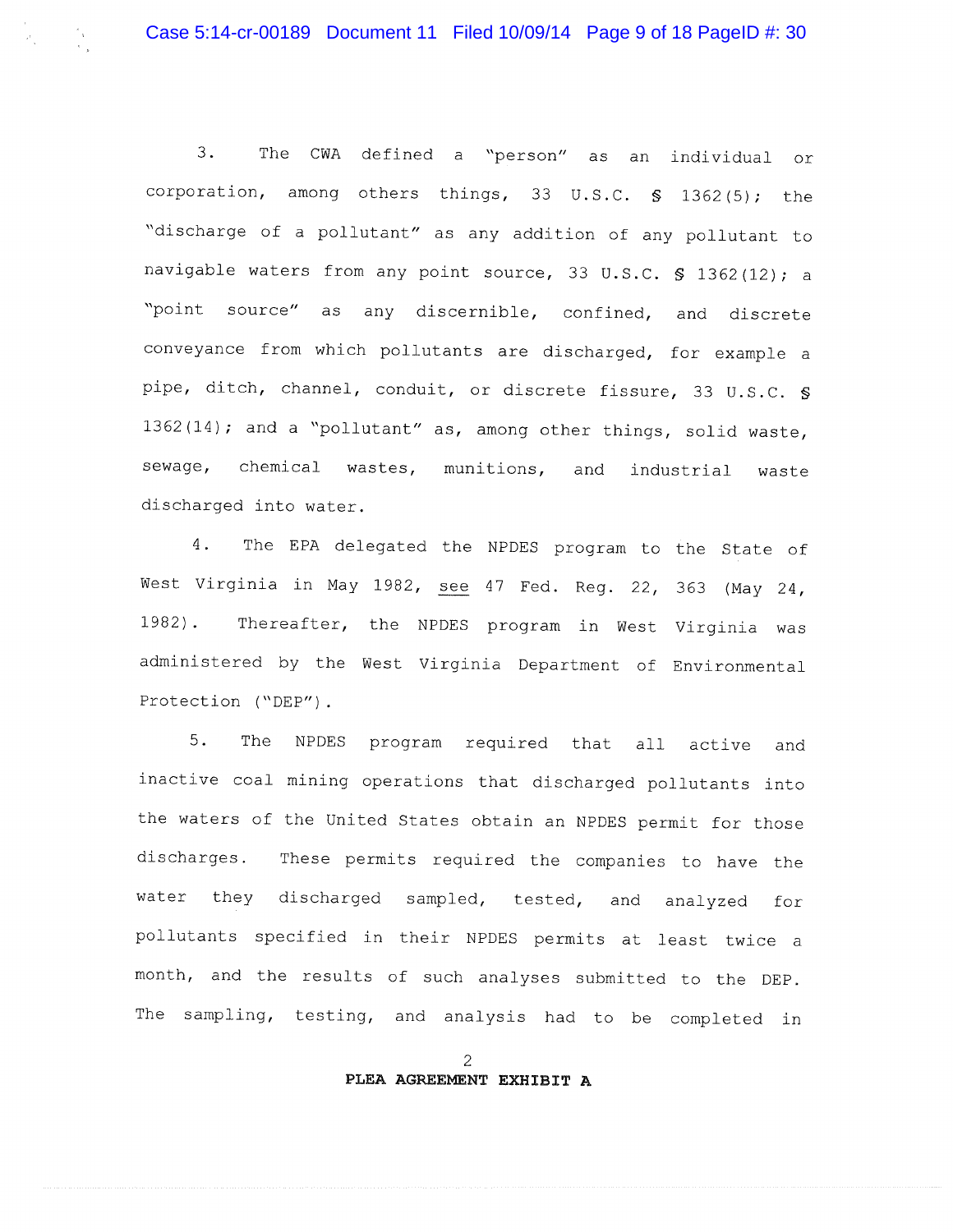3. The CWA defined a "person" as an individual or corporation, among others things, 33 U.S.C. § 1362(5); the "discharge of a pollutant" as any addition of any pollutant to navigable waters from any point source, 33 U.S.C. § 1362(12); a "point source" as any discernible, confined, and discrete conveyance from which pollutants are discharged, for example a pipe, ditch, channel, conduit, or discrete fissure, 33 U.S.C. § 1362(14); and a "pollutant" as, among other things, solid waste, sewage, chemical wastes, munitions, and industrial waste discharged into water.

4. The EPA delegated the NPDES program to the State of West Virginia in May 1982, see 47 Fed. Reg. 22, 363 (May 24, 1982). Thereafter, the NPDES program in West Virginia was administered by the West Virginia Department of Environmental Protection ("DEP").

5. The NPDES program required that all active and inactive coal mining operations that discharged pollutants into the waters of the United States obtain an NPDES permit for those discharges. These permits required the companies to have the water they discharged sampled, tested, and analyzed for pollutants specified in their NPDES permits at least twice a month, and the results of such analyses submitted to the DEP. The sampling, testing, and analysis had to be completed in

**PLEA AGREEMENT EXHIBIT A**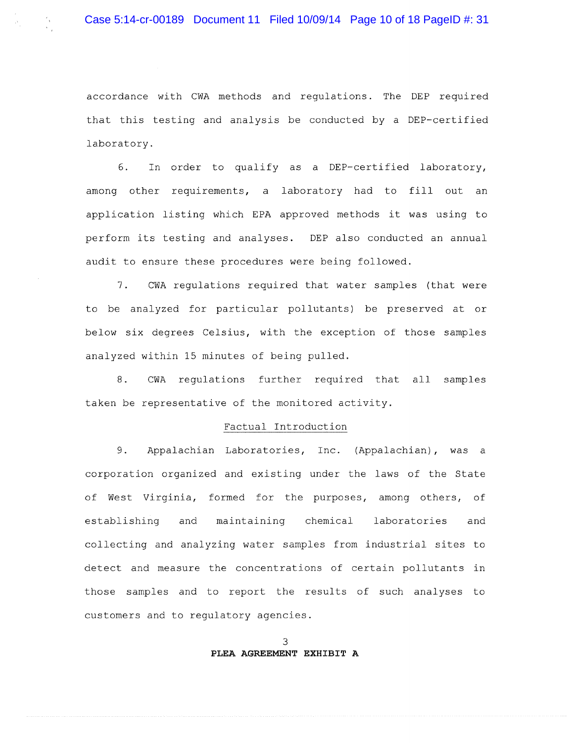accordance with CWA methods and regulations. The DEP required that this testing and analysis be conducted by a DEP-certified laboratory.

6. In order to qualify as a DEP-certified laboratory, among other requirements, a laboratory had to fill out an application listing which EPA approved methods it was using to perform its testing and analyses. DEP also conducted an annual audit to ensure these procedures were being followed.

7. CWA regulations required that water samples (that were to be analyzed for particular pollutants) be preserved at or below six degrees Celsius, with the exception of those samples analyzed within 15 minutes of being pulled.

8. CWA regulations further required that all samples taken be representative of the monitored activity.

## Factual Introduction

9. Appalachian Laboratories, Inc. (Appalachian), was a corporation organized and existing under the laws of the State of West Virginia, formed for the purposes, among others, of establishing and maintaining chemical laboratories and collecting and analyzing water samples from industrial sites to detect and measure the concentrations of certain pollutants in those samples and to report the results of such analyses to customers and to regulatory agencies.

**PLEA AGREEMENT EXHIBIT A**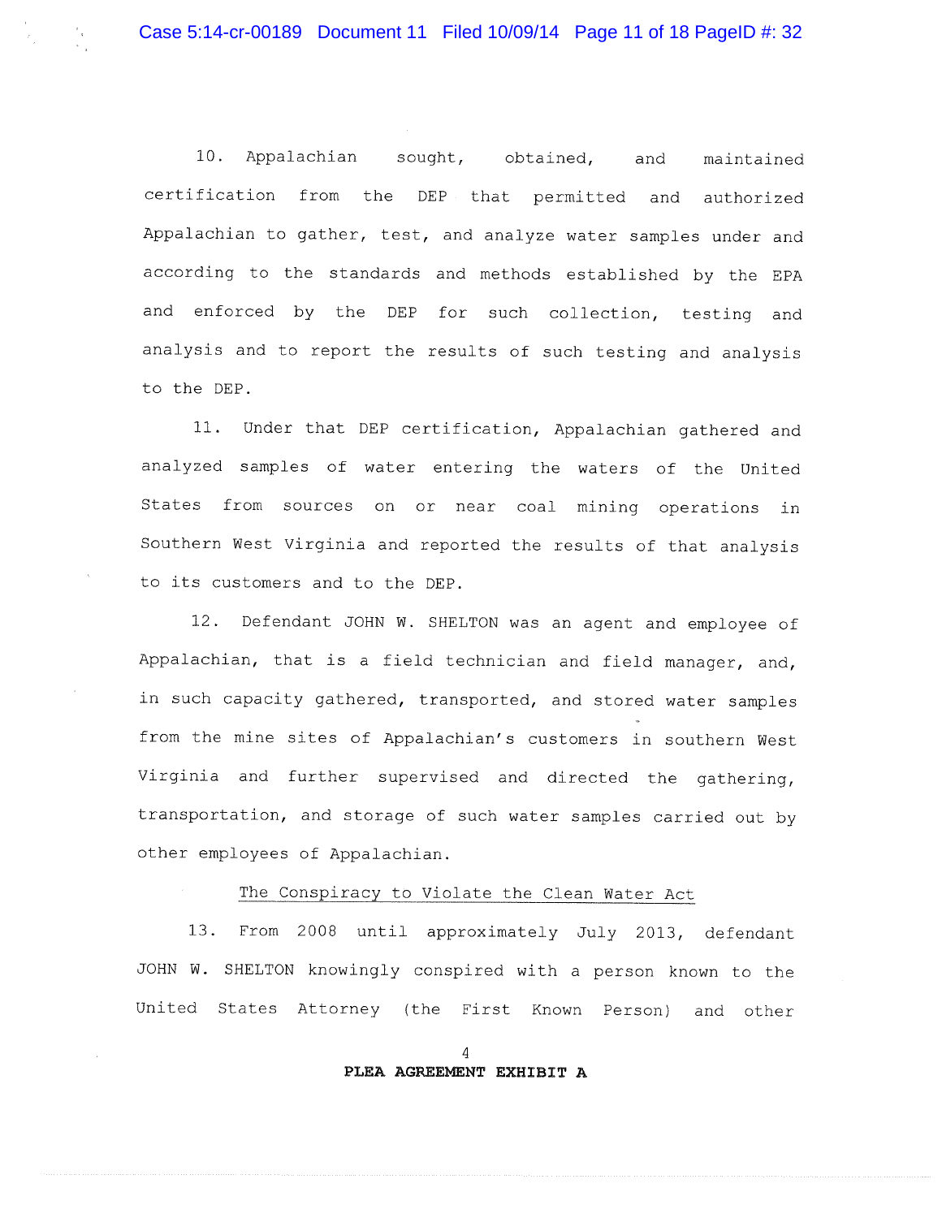10. Appalachian sought, obtained, and maintained certification from the DEP that permitted and authorized Appalachian to gather, test, and analyze water samples under and according to the standards and methods established by the EPA and enforced by the DEP for such collection, testing and analysis and to report the results of such testing and analysis to the DEP.

11. Under that DEP certification, Appalachian gathered and analyzed samples of water entering the waters of the United States from sources on or near coal mining operations in Southern West Virginia and reported the results of that analysis to its customers and to the DEP.

12. Defendant JOHN W. SHELTON was an agent and employee of Appalachian, that is a field technician and field manager, and, in such capacity gathered, transported, and stored water samples from the mine sites of Appalachian's customers in southern West Virginia and further supervised and directed the gathering, transportation, and storage of such water samples carried out by other employees of Appalachian.

<u>The Conspiracy to Violate the Clean Water Act</u>

13. From 2008 until approximately July 2013, defendant JOHN W. SHELTON knowingly conspired with a person known to the United States Attorney (the First Known Person) and other

**PLEA AGREEMENT EXHIBIT A**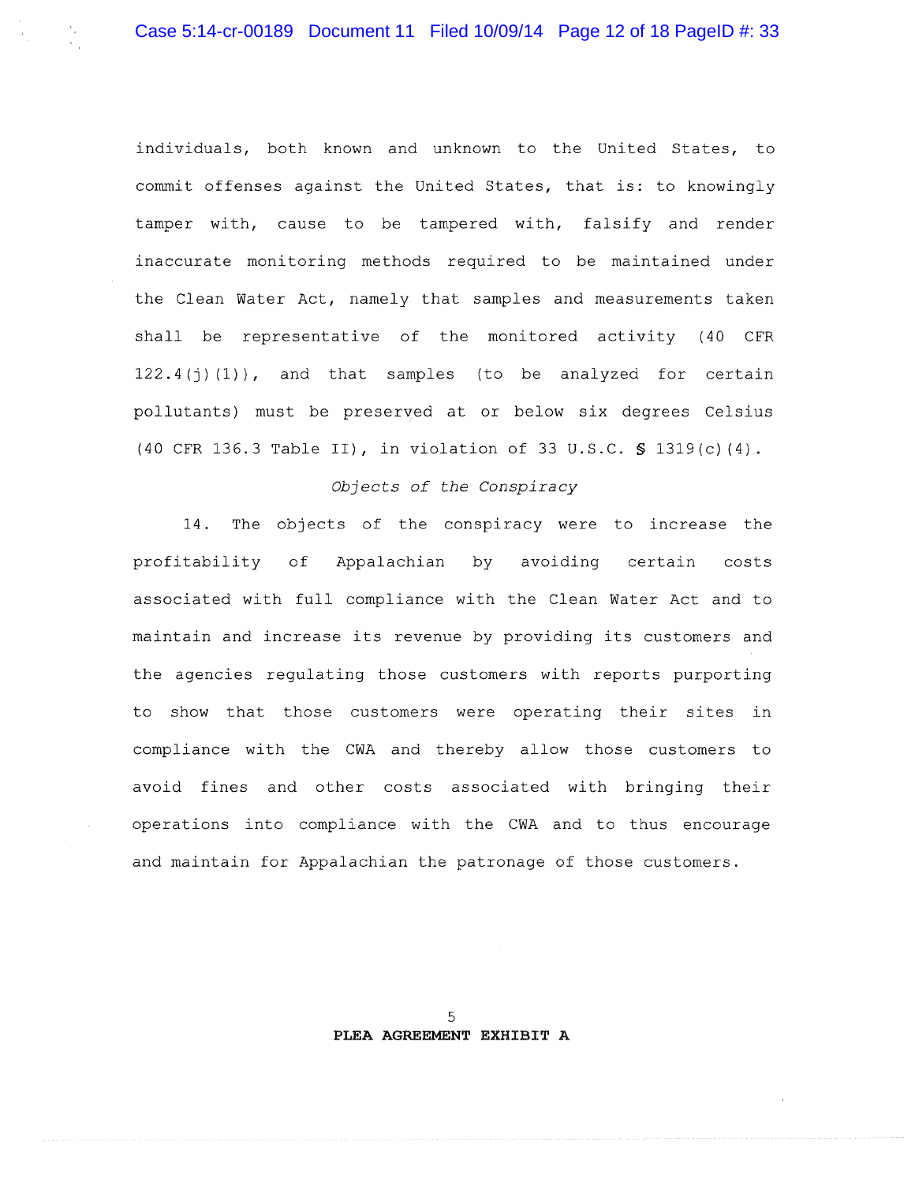individuals, both known and unknown to the United States, to commit offenses against the United States, that is: to knowingly tamper with, cause to be tampered with, falsify and render inaccurate monitoring methods required to be maintained under the Clean Water Act, namely that samples and measurements taken shall be representative of the monitored activity (40 CFR 122.4(j)(1)), and that samples (to be analyzed for certain pollutants) must be preserved at or below six degrees Celsius (40 CFR 136.3 Table II), in violation of 33 U.S.C. § 1319(c)(4).

*Objects of the Conspiracy*

14. The objects of the conspiracy were to increase the profitability of Appalachian by avoiding certain costs associated with full compliance with the Clean Water Act and to maintain and increase its revenue by providing its customers and the agencies regulating those customers with reports purporting to show that those customers were operating their sites in compliance with the CWA and thereby allow those customers to avoid fines and other costs associated with bringing their operations into compliance with the CWA and to thus encourage and maintain for Appalachian the patronage of those customers.

**PLEA AGREEMENT EXHIBIT A**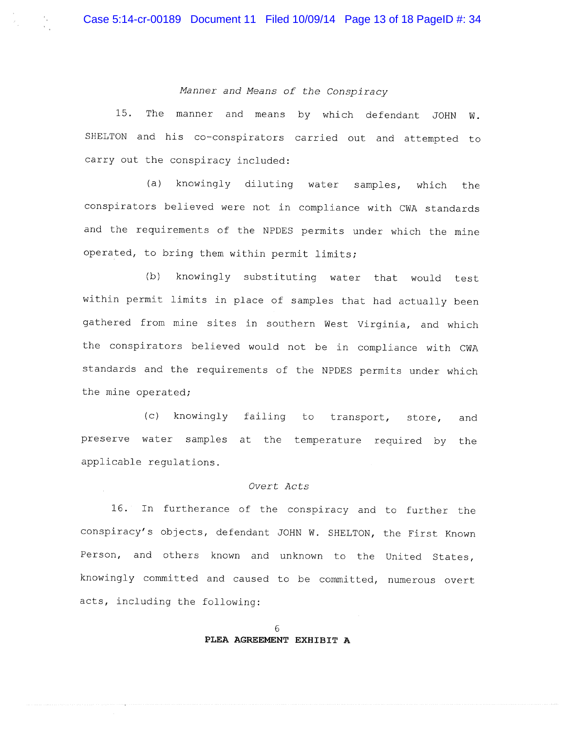*Manner and Means of the Conspiracy*

15. The manner and means by which defendant JOHN W. SHELTON and his co-conspirators carried out and attempted to carry out the conspiracy included:

(a) knowingly diluting water samples, which the conspirators believed were not in compliance with CWA standards and the requirements of the NPDES permits under which the mine operated, to bring them within permit limits;

(b) knowingly substituting water that would test within permit limits in place of samples that had actually been gathered from mine sites in southern West Virginia, and which the conspirators believed would not be in compliance with CWA standards and the requirements of the NPDES permits under which the mine operated;

(c) knowingly failing to transport, store, and preserve water samples at the temperature required by the applicable regulations.

*Overt Acts*

16. In furtherance of the conspiracy and to further the conspiracy's objects, defendant JOHN W. SHELTON, the First Known Person, and others known and unknown to the United States, knowingly committed and caused to be committed, numerous overt acts, including the following:

**PLEA AGREEMENT EXHIBIT A**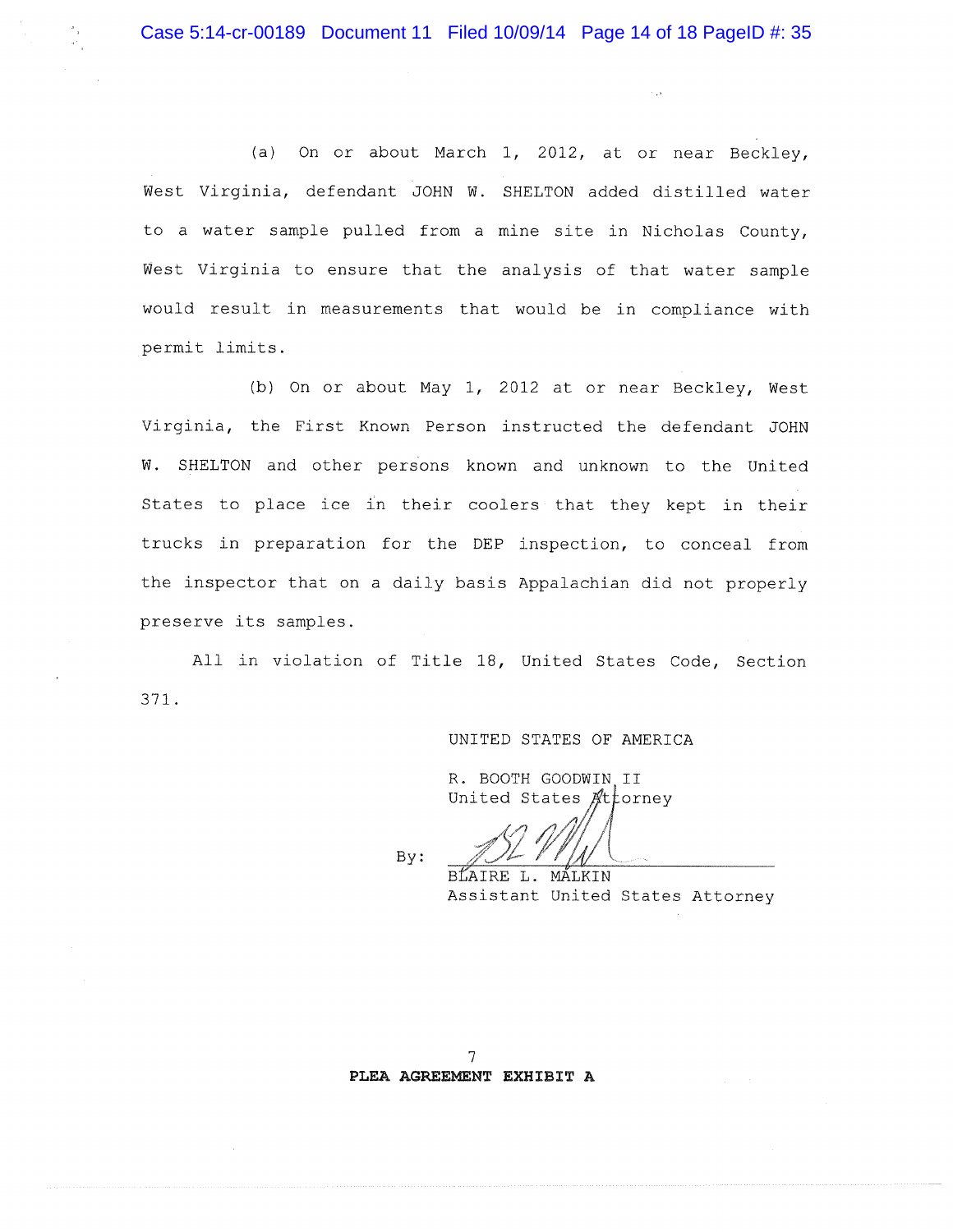(a) On or about March 1, 2012, at or near Beckley, West Virginia, defendant JOHN W. SHELTON added distilled water to a water sample pulled from a mine site in Nicholas County, West Virginia to ensure that the analysis of that water sample would result in measurements that would be in compliance with permit limits.

(b) On or about May 1, 2012 at or near Beckley, West Virginia, the First Known Person instructed the defendant JOHN W. SHELTON and other persons known and unknown to the United States to place ice in their coolers that they kept in their trucks in preparation for the DEP inspection, to conceal from the inspector that on a daily basis Appalachian did not properly preserve its samples.

All in violation of Title 18, United States Code, Section 371.

UNITED STATES OF AMERICA

R. BOOTH GOODWIN II
United States Attorney

By: _______________________
BLAIRE L. MALKIN
Assistant United States Attorney

**PLEA AGREEMENT EXHIBIT A**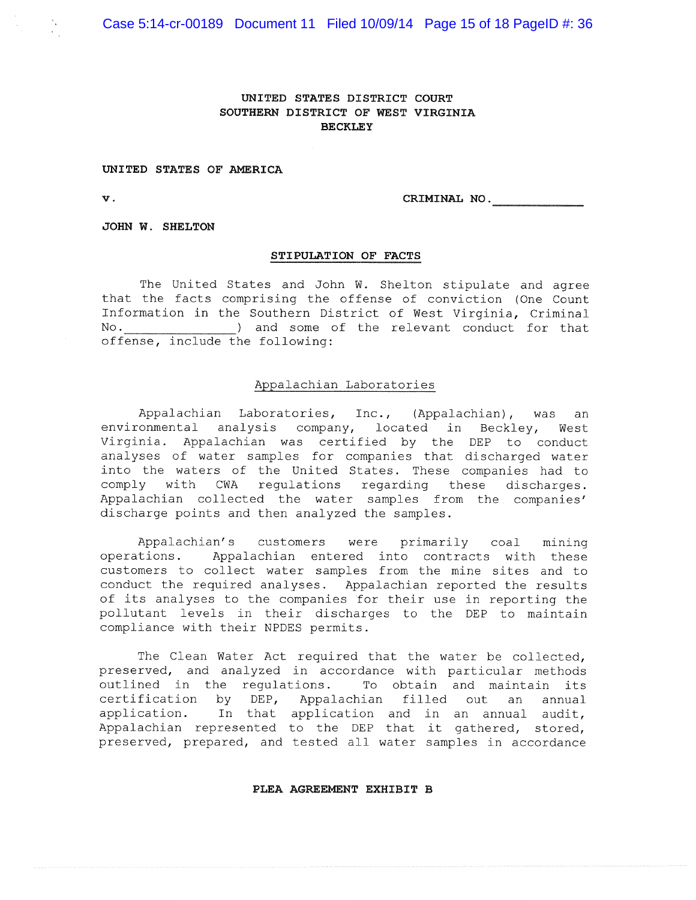UNITED STATES DISTRICT COURT
SOUTHERN DISTRICT OF WEST VIRGINIA
BECKLEY

**UNITED STATES OF AMERICA**

**v.** **CRIMINAL NO.**\_\_\_\_\_\_\_\_\_\_\_\_

**JOHN W. SHELTON**

## STIPULATION OF FACTS

The United States and John W. Shelton stipulate and agree that the facts comprising the offense of conviction (One Count Information in the Southern District of West Virginia, Criminal No.\_\_\_\_\_\_\_\_\_\_\_\_\_\_\_) and some of the relevant conduct for that offense, include the following:

### Appalachian Laboratories

Appalachian Laboratories, Inc., (Appalachian), was an environmental analysis company, located in Beckley, West Virginia. Appalachian was certified by the DEP to conduct analyses of water samples for companies that discharged water into the waters of the United States. These companies had to comply with CWA regulations regarding these discharges. Appalachian collected the water samples from the companies' discharge points and then analyzed the samples.

Appalachian's customers were primarily coal mining operations. Appalachian entered into contracts with these customers to collect water samples from the mine sites and to conduct the required analyses. Appalachian reported the results of its analyses to the companies for their use in reporting the pollutant levels in their discharges to the DEP to maintain compliance with their NPDES permits.

The Clean Water Act required that the water be collected, preserved, and analyzed in accordance with particular methods outlined in the regulations. To obtain and maintain its certification by DEP, Appalachian filled out an annual application. In that application and in an annual audit, Appalachian represented to the DEP that it gathered, stored, preserved, prepared, and tested all water samples in accordance

PLEA AGREEMENT EXHIBIT B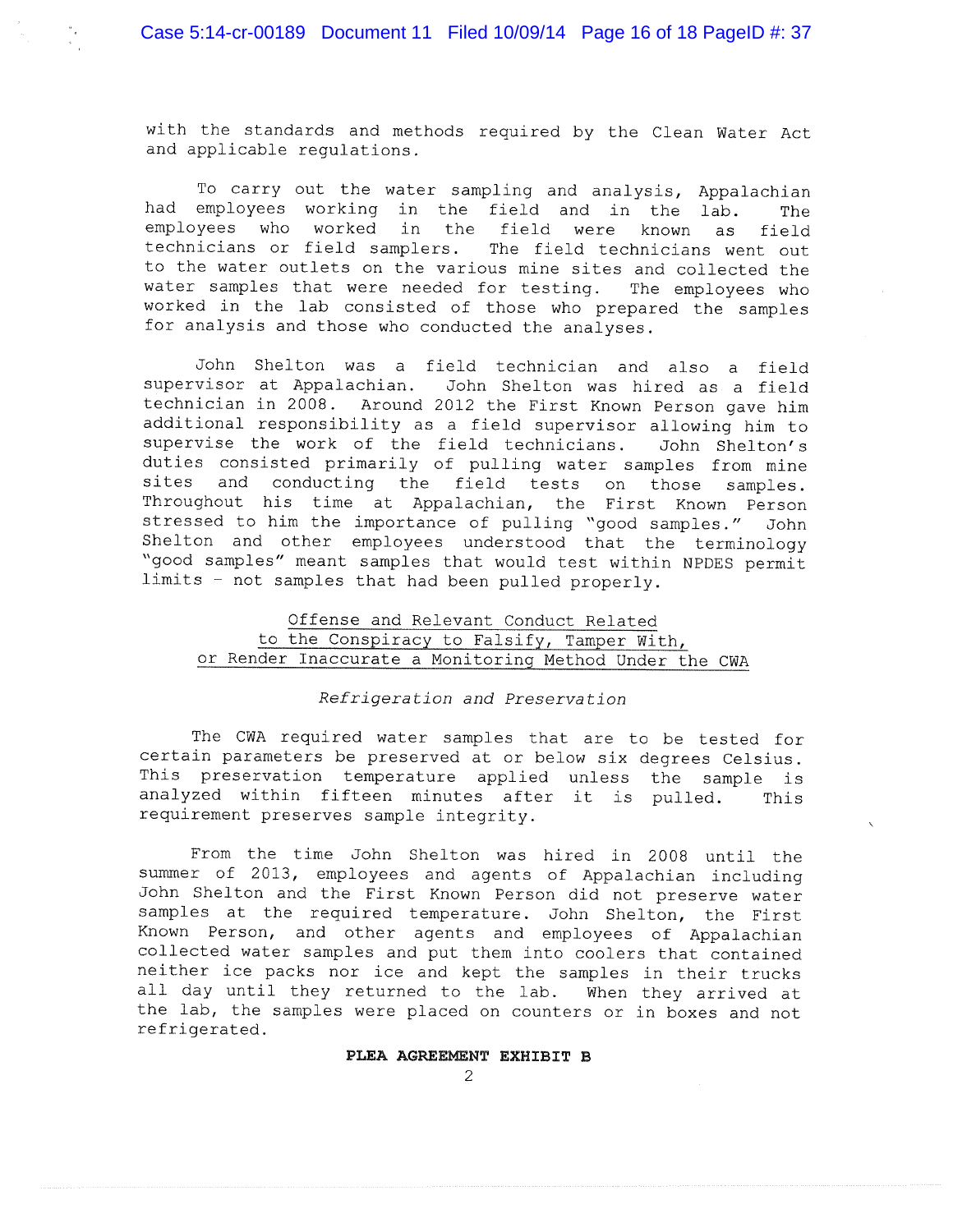with the standards and methods required by the Clean Water Act and applicable regulations.

To carry out the water sampling and analysis, Appalachian had employees working in the field and in the lab. The employees who worked in the field were known as field technicians or field samplers. The field technicians went out to the water outlets on the various mine sites and collected the water samples that were needed for testing. The employees who worked in the lab consisted of those who prepared the samples for analysis and those who conducted the analyses.

John Shelton was a field technician and also a field supervisor at Appalachian. John Shelton was hired as a field technician in 2008. Around 2012 the First Known Person gave him additional responsibility as a field supervisor allowing him to supervise the work of the field technicians. John Shelton's duties consisted primarily of pulling water samples from mine sites and conducting the field tests on those samples. Throughout his time at Appalachian, the First Known Person stressed to him the importance of pulling "good samples." John Shelton and other employees understood that the terminology "good samples" meant samples that would test within NPDES permit limits – not samples that had been pulled properly.

## Offense and Relevant Conduct Related to the Conspiracy to Falsify, Tamper With, or Render Inaccurate a Monitoring Method Under the CWA

*Refrigeration and Preservation*

The CWA required water samples that are to be tested for certain parameters be preserved at or below six degrees Celsius. This preservation temperature applied unless the sample is analyzed within fifteen minutes after it is pulled. This requirement preserves sample integrity.

From the time John Shelton was hired in 2008 until the summer of 2013, employees and agents of Appalachian including John Shelton and the First Known Person did not preserve water samples at the required temperature. John Shelton, the First Known Person, and other agents and employees of Appalachian collected water samples and put them into coolers that contained neither ice packs nor ice and kept the samples in their trucks all day until they returned to the lab. When they arrived at the lab, the samples were placed on counters or in boxes and not refrigerated.

**PLEA AGREEMENT EXHIBIT B**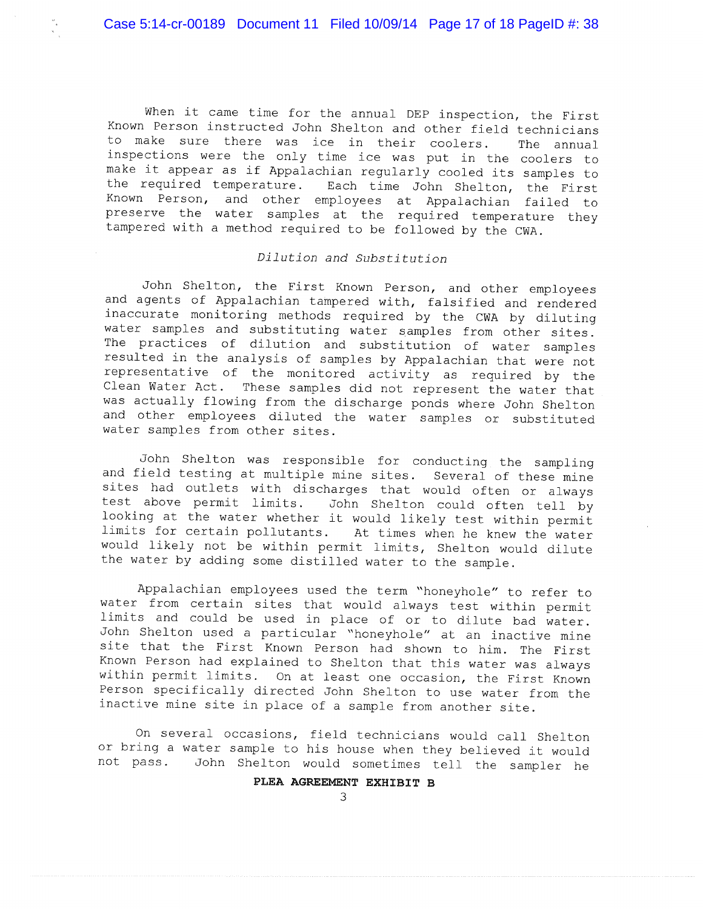When it came time for the annual DEP inspection, the First Known Person instructed John Shelton and other field technicians to make sure there was ice in their coolers. The annual inspections were the only time ice was put in the coolers to make it appear as if Appalachian regularly cooled its samples to the required temperature. Each time John Shelton, the First Known Person, and other employees at Appalachian failed to preserve the water samples at the required temperature they tampered with a method required to be followed by the CWA.

*Dilution and Substitution*

John Shelton, the First Known Person, and other employees and agents of Appalachian tampered with, falsified and rendered inaccurate monitoring methods required by the CWA by diluting water samples and substituting water samples from other sites. The practices of dilution and substitution of water samples resulted in the analysis of samples by Appalachian that were not representative of the monitored activity as required by the Clean Water Act. These samples did not represent the water that was actually flowing from the discharge ponds where John Shelton and other employees diluted the water samples or substituted water samples from other sites.

John Shelton was responsible for conducting the sampling and field testing at multiple mine sites. Several of these mine sites had outlets with discharges that would often or always test above permit limits. John Shelton could often tell by looking at the water whether it would likely test within permit limits for certain pollutants. At times when he knew the water would likely not be within permit limits, Shelton would dilute the water by adding some distilled water to the sample.

Appalachian employees used the term "honeyhole" to refer to water from certain sites that would always test within permit limits and could be used in place of or to dilute bad water. John Shelton used a particular "honeyhole" at an inactive mine site that the First Known Person had shown to him. The First Known Person had explained to Shelton that this water was always within permit limits. On at least one occasion, the First Known Person specifically directed John Shelton to use water from the inactive mine site in place of a sample from another site.

On several occasions, field technicians would call Shelton or bring a water sample to his house when they believed it would not pass. John Shelton would sometimes tell the sampler he

**PLEA AGREEMENT EXHIBIT B**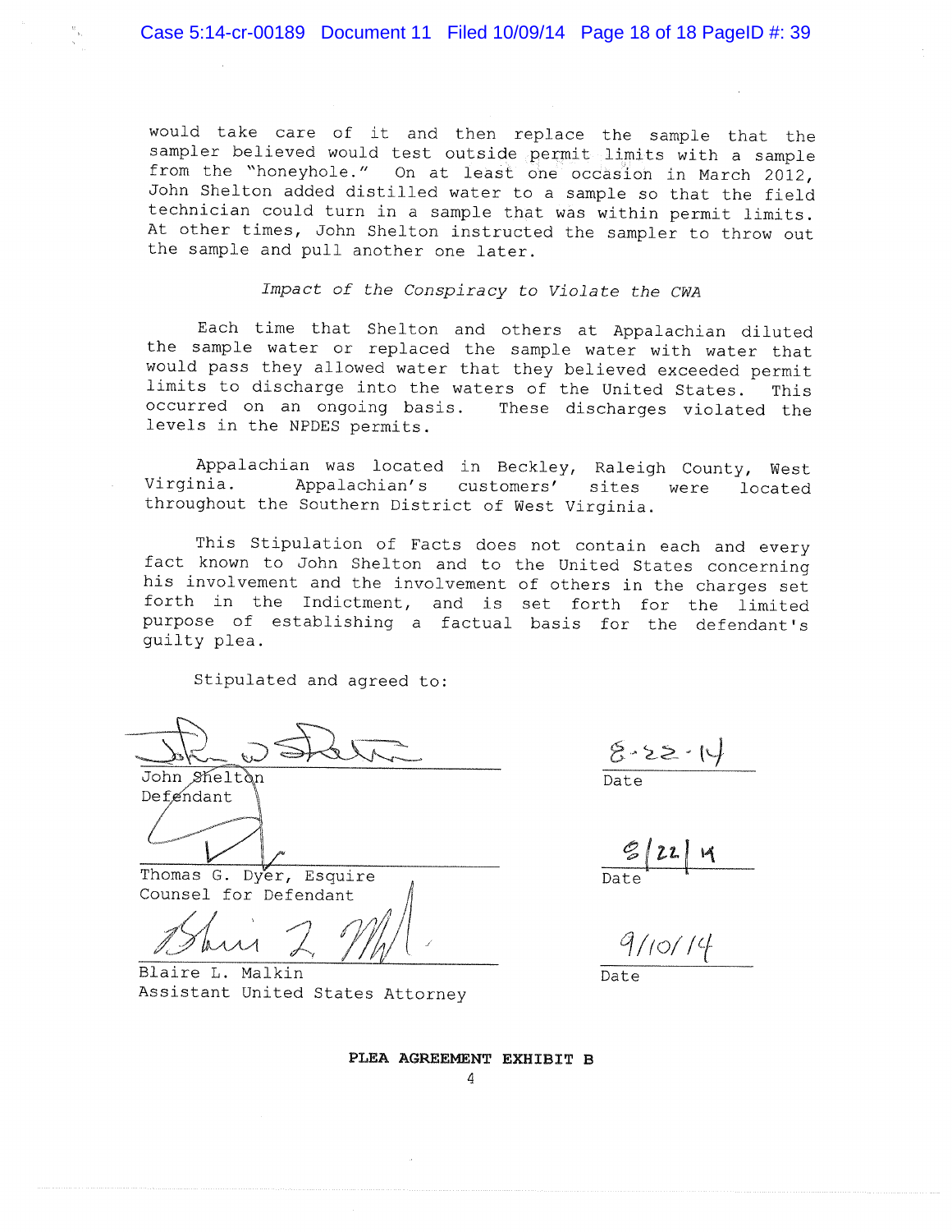would take care of it and then replace the sample that the sampler believed would test outside permit limits with a sample from the "honeyhole." On at least one occasion in March 2012, John Shelton added distilled water to a sample so that the field technician could turn in a sample that was within permit limits. At other times, John Shelton instructed the sampler to throw out the sample and pull another one later.

*Impact of the Conspiracy to Violate the CWA*

Each time that Shelton and others at Appalachian diluted the sample water or replaced the sample water with water that would pass they allowed water that they believed exceeded permit limits to discharge into the waters of the United States. This occurred on an ongoing basis. These discharges violated the levels in the NPDES permits.

Appalachian was located in Beckley, Raleigh County, West Virginia. Appalachian's customers' sites were located throughout the Southern District of West Virginia.

This Stipulation of Facts does not contain each and every fact known to John Shelton and to the United States concerning his involvement and the involvement of others in the charges set forth in the Indictment, and is set forth for the limited purpose of establishing a factual basis for the defendant's guilty plea.

Stipulated and agreed to:

| | |
|---|---|
| John Shelton<br>Defendant | 8-22-14<br>Date |
| Thomas G. Dyer, Esquire<br>Counsel for Defendant | 8/22/14<br>Date |
| Blaire L. Malkin<br>Assistant United States Attorney | 9/10/14<br>Date |

**PLEA AGREEMENT EXHIBIT B**

4